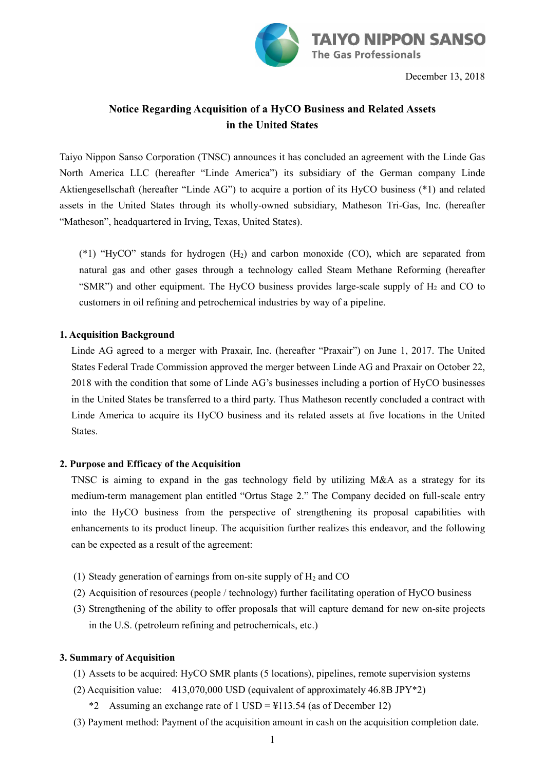TAIYO NIPPON SANSO
The Gas Professionals

December 13, 2018

# Notice Regarding Acquisition of a HyCO Business and Related Assets in the United States

Taiyo Nippon Sanso Corporation (TNSC) announces it has concluded an agreement with the Linde Gas North America LLC (hereafter "Linde America") its subsidiary of the German company Linde Aktiengesellschaft (hereafter "Linde AG") to acquire a portion of its HyCO business (*1) and related assets in the United States through its wholly-owned subsidiary, Matheson Tri-Gas, Inc. (hereafter "Matheson", headquartered in Irving, Texas, United States).

> (*1) "HyCO" stands for hydrogen ($H_2$) and carbon monoxide (CO), which are separated from natural gas and other gases through a technology called Steam Methane Reforming (hereafter "SMR") and other equipment. The HyCO business provides large-scale supply of $H_2$ and CO to customers in oil refining and petrochemical industries by way of a pipeline.

## 1. Acquisition Background

Linde AG agreed to a merger with Praxair, Inc. (hereafter "Praxair") on June 1, 2017. The United States Federal Trade Commission approved the merger between Linde AG and Praxair on October 22, 2018 with the condition that some of Linde AG's businesses including a portion of HyCO businesses in the United States be transferred to a third party. Thus Matheson recently concluded a contract with Linde America to acquire its HyCO business and its related assets at five locations in the United States.

## 2. Purpose and Efficacy of the Acquisition

TNSC is aiming to expand in the gas technology field by utilizing M&A as a strategy for its medium-term management plan entitled "Ortus Stage 2." The Company decided on full-scale entry into the HyCO business from the perspective of strengthening its proposal capabilities with enhancements to its product lineup. The acquisition further realizes this endeavor, and the following can be expected as a result of the agreement:

(1) Steady generation of earnings from on-site supply of $H_2$ and CO
(2) Acquisition of resources (people / technology) further facilitating operation of HyCO business
(3) Strengthening of the ability to offer proposals that will capture demand for new on-site projects in the U.S. (petroleum refining and petrochemicals, etc.)

## 3. Summary of Acquisition

(1) Assets to be acquired: HyCO SMR plants (5 locations), pipelines, remote supervision systems
(2) Acquisition value: 413,070,000 USD (equivalent of approximately 46.8B JPY*2)
    *2 Assuming an exchange rate of 1 USD = ¥113.54 (as of December 12)
(3) Payment method: Payment of the acquisition amount in cash on the acquisition completion date.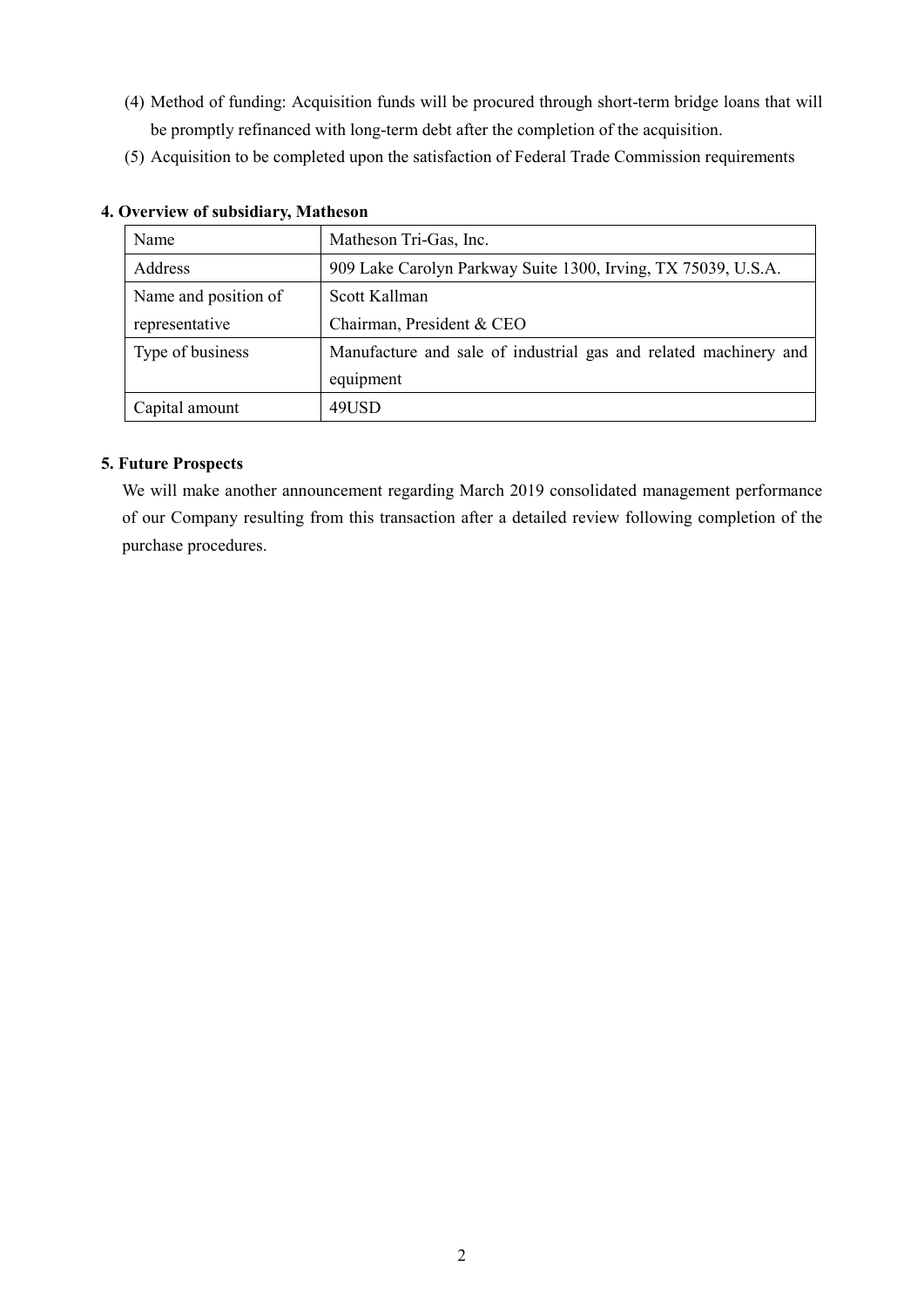(4) Method of funding: Acquisition funds will be procured through short-term bridge loans that will be promptly refinanced with long-term debt after the completion of the acquisition.

(5) Acquisition to be completed upon the satisfaction of Federal Trade Commission requirements

**4. Overview of subsidiary, Matheson**

| | |
|---|---|
| Name | Matheson Tri-Gas, Inc. |
| Address | 909 Lake Carolyn Parkway Suite 1300, Irving, TX 75039, U.S.A. |
| Name and position of representative | Scott Kallman<br>Chairman, President & CEO |
| Type of business | Manufacture and sale of industrial gas and related machinery and equipment |
| Capital amount | 49USD |

**5. Future Prospects**

We will make another announcement regarding March 2019 consolidated management performance of our Company resulting from this transaction after a detailed review following completion of the purchase procedures.